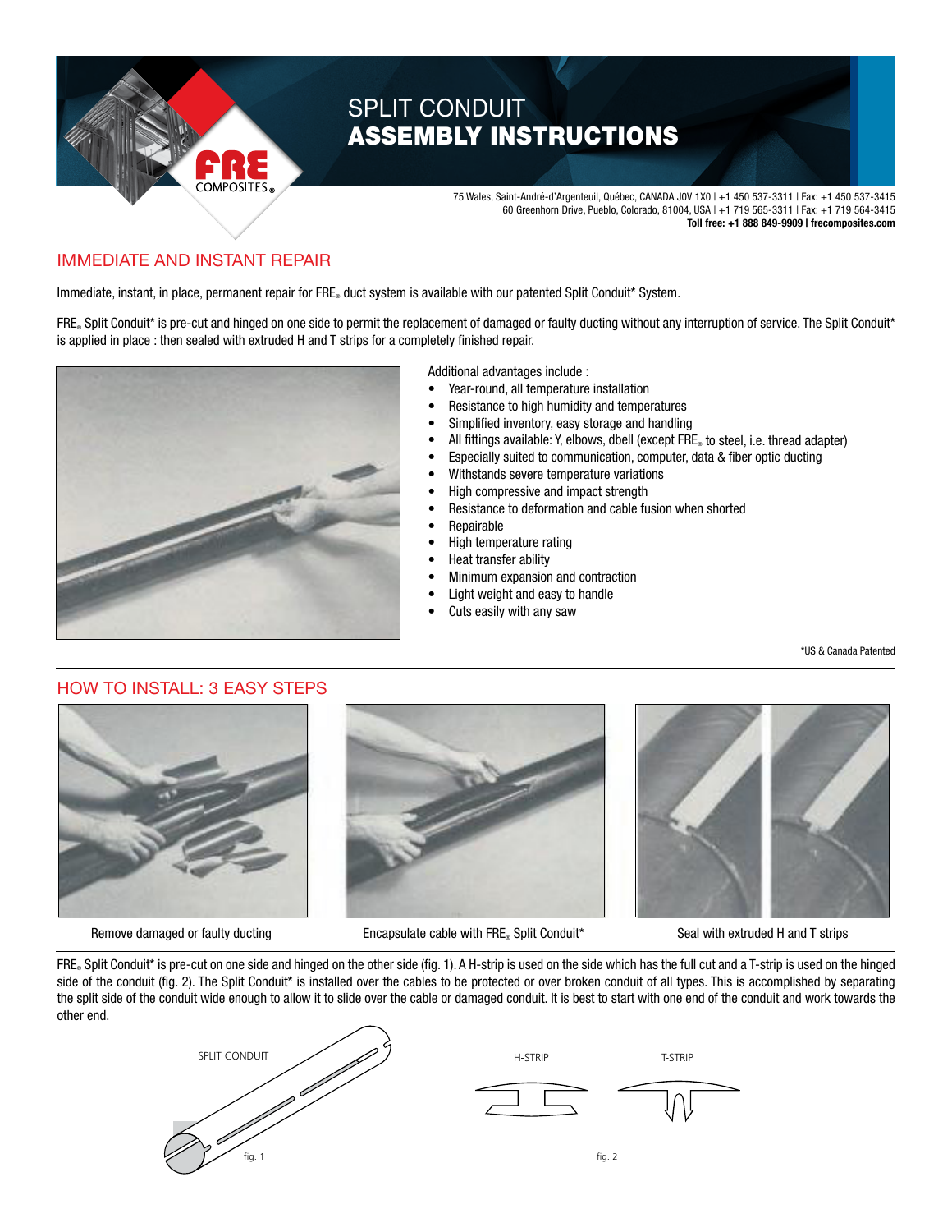# SPLIT CONDUIT
# ASSEMBLY INSTRUCTIONS

75 Wales, Saint-André-d'Argenteuil, Québec, CANADA J0V 1X0 | +1 450 537-3311 | Fax: +1 450 537-3415
60 Greenhorn Drive, Pueblo, Colorado, 81004, USA | +1 719 565-3311 | Fax: +1 719 564-3415
**Toll free: +1 888 849-9909 | frecomposites.com**

## IMMEDIATE AND INSTANT REPAIR

Immediate, instant, in place, permanent repair for FRE® duct system is available with our patented Split Conduit* System.

FRE® Split Conduit* is pre-cut and hinged on one side to permit the replacement of damaged or faulty ducting without any interruption of service. The Split Conduit* is applied in place : then sealed with extruded H and T strips for a completely finished repair.

Additional advantages include :

- Year-round, all temperature installation
- Resistance to high humidity and temperatures
- Simplified inventory, easy storage and handling
- All fittings available: Y, elbows, dbell (except FRE® to steel, i.e. thread adapter)
- Especially suited to communication, computer, data & fiber optic ducting
- Withstands severe temperature variations
- High compressive and impact strength
- Resistance to deformation and cable fusion when shorted
- Repairable
- High temperature rating
- Heat transfer ability
- Minimum expansion and contraction
- Light weight and easy to handle
- Cuts easily with any saw

*US & Canada Patented

## HOW TO INSTALL: 3 EASY STEPS

Remove damaged or faulty ducting

Encapsulate cable with FRE® Split Conduit*

Seal with extruded H and T strips

FRE® Split Conduit* is pre-cut on one side and hinged on the other side (fig. 1). A H-strip is used on the side which has the full cut and a T-strip is used on the hinged side of the conduit (fig. 2). The Split Conduit* is installed over the cables to be protected or over broken conduit of all types. This is accomplished by separating the split side of the conduit wide enough to allow it to slide over the cable or damaged conduit. It is best to start with one end of the conduit and work towards the other end.

SPLIT CONDUIT

fig. 1

H-STRIP

T-STRIP

fig. 2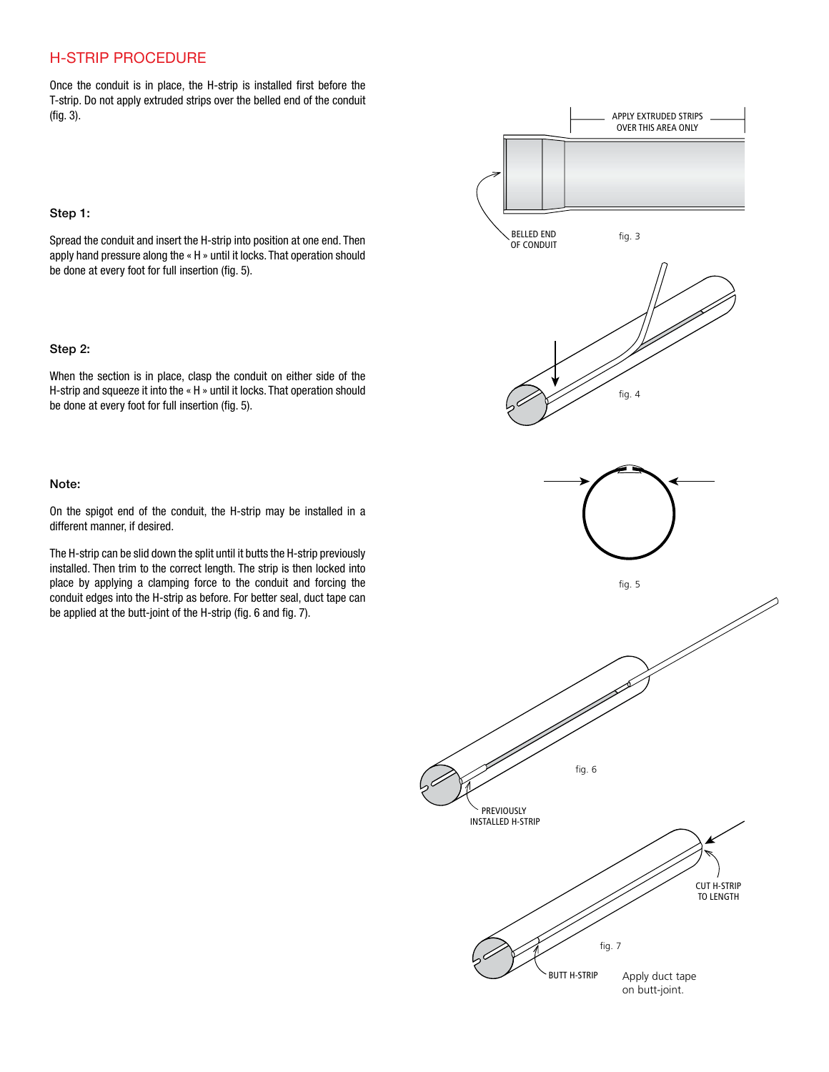## H-STRIP PROCEDURE

Once the conduit is in place, the H-strip is installed first before the T-strip. Do not apply extruded strips over the belled end of the conduit (fig. 3).

APPLY EXTRUDED STRIPS OVER THIS AREA ONLY

BELLED END OF CONDUIT

fig. 3

### Step 1:

Spread the conduit and insert the H-strip into position at one end. Then apply hand pressure along the « H » until it locks. That operation should be done at every foot for full insertion (fig. 5).

fig. 4

### Step 2:

When the section is in place, clasp the conduit on either side of the H-strip and squeeze it into the « H » until it locks. That operation should be done at every foot for full insertion (fig. 5).

fig. 5

### Note:

On the spigot end of the conduit, the H-strip may be installed in a different manner, if desired.

The H-strip can be slid down the split until it butts the H-strip previously installed. Then trim to the correct length. The strip is then locked into place by applying a clamping force to the conduit and forcing the conduit edges into the H-strip as before. For better seal, duct tape can be applied at the butt-joint of the H-strip (fig. 6 and fig. 7).

PREVIOUSLY INSTALLED H-STRIP

fig. 6

CUT H-STRIP TO LENGTH

BUTT H-STRIP

fig. 7

Apply duct tape on butt-joint.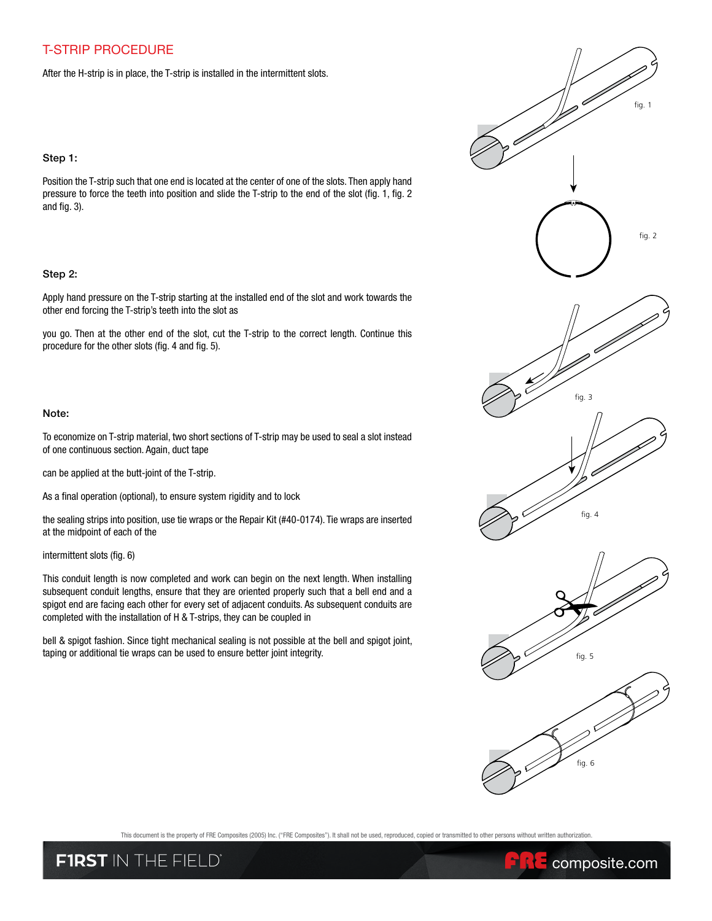## T-STRIP PROCEDURE

After the H-strip is in place, the T-strip is installed in the intermittent slots.

### Step 1:

Position the T-strip such that one end is located at the center of one of the slots. Then apply hand pressure to force the teeth into position and slide the T-strip to the end of the slot (fig. 1, fig. 2 and fig. 3).

### Step 2:

Apply hand pressure on the T-strip starting at the installed end of the slot and work towards the other end forcing the T-strip's teeth into the slot as

you go. Then at the other end of the slot, cut the T-strip to the correct length. Continue this procedure for the other slots (fig. 4 and fig. 5).

### Note:

To economize on T-strip material, two short sections of T-strip may be used to seal a slot instead of one continuous section. Again, duct tape

can be applied at the butt-joint of the T-strip.

As a final operation (optional), to ensure system rigidity and to lock

the sealing strips into position, use tie wraps or the Repair Kit (#40-0174). Tie wraps are inserted at the midpoint of each of the

intermittent slots (fig. 6)

This conduit length is now completed and work can begin on the next length. When installing subsequent conduit lengths, ensure that they are oriented properly such that a bell end and a spigot end are facing each other for every set of adjacent conduits. As subsequent conduits are completed with the installation of H & T-strips, they can be coupled in

bell & spigot fashion. Since tight mechanical sealing is not possible at the bell and spigot joint, taping or additional tie wraps can be used to ensure better joint integrity.

fig. 1

fig. 2

fig. 3

fig. 4

fig. 5

fig. 6

This document is the property of FRE Composites (2005) Inc. ("FRE Composites"). It shall not be used, reproduced, copied or transmitted to other persons without written authorization.